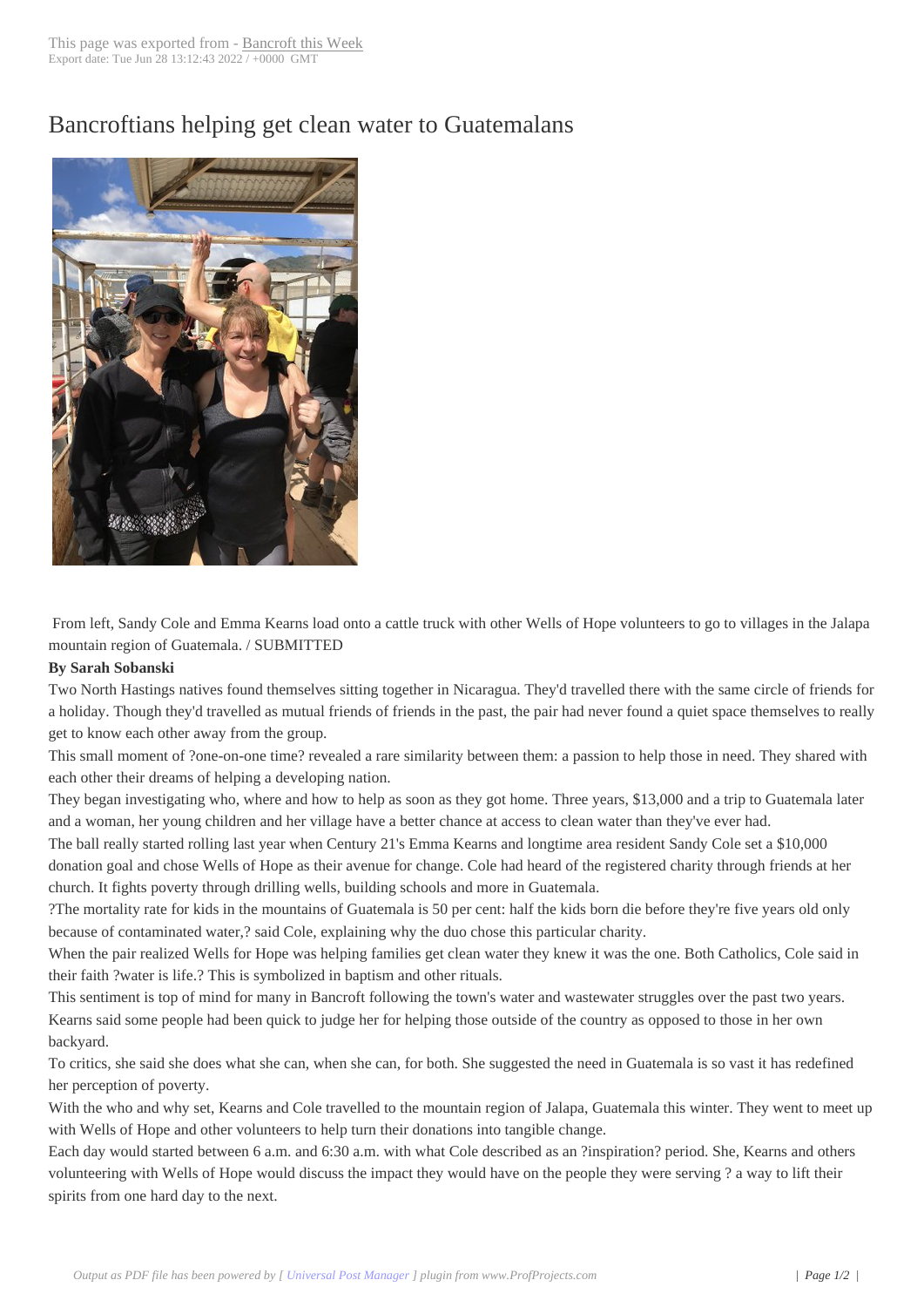# Bancroftians helping get clean water to Guatemalans

From left, Sandy Cole and Emma Kearns load onto a cattle truck with other Wells of Hope volunteers to go to villages in the Jalapa mountain region of Guatemala. / SUBMITTED

**By Sarah Sobanski**

Two North Hastings natives found themselves sitting together in Nicaragua. They'd travelled there with the same circle of friends for a holiday. Though they'd travelled as mutual friends of friends in the past, the pair had never found a quiet space themselves to really get to know each other away from the group.

This small moment of ?one-on-one time? revealed a rare similarity between them: a passion to help those in need. They shared with each other their dreams of helping a developing nation.

They began investigating who, where and how to help as soon as they got home. Three years, $13,000 and a trip to Guatemala later and a woman, her young children and her village have a better chance at access to clean water than they've ever had.

The ball really started rolling last year when Century 21's Emma Kearns and longtime area resident Sandy Cole set a $10,000 donation goal and chose Wells of Hope as their avenue for change. Cole had heard of the registered charity through friends at her church. It fights poverty through drilling wells, building schools and more in Guatemala.

?The mortality rate for kids in the mountains of Guatemala is 50 per cent: half the kids born die before they're five years old only because of contaminated water,? said Cole, explaining why the duo chose this particular charity.

When the pair realized Wells for Hope was helping families get clean water they knew it was the one. Both Catholics, Cole said in their faith ?water is life.? This is symbolized in baptism and other rituals.

This sentiment is top of mind for many in Bancroft following the town's water and wastewater struggles over the past two years. Kearns said some people had been quick to judge her for helping those outside of the country as opposed to those in her own backyard.

To critics, she said she does what she can, when she can, for both. She suggested the need in Guatemala is so vast it has redefined her perception of poverty.

With the who and why set, Kearns and Cole travelled to the mountain region of Jalapa, Guatemala this winter. They went to meet up with Wells of Hope and other volunteers to help turn their donations into tangible change.

Each day would started between 6 a.m. and 6:30 a.m. with what Cole described as an ?inspiration? period. She, Kearns and others volunteering with Wells of Hope would discuss the impact they would have on the people they were serving ? a way to lift their spirits from one hard day to the next.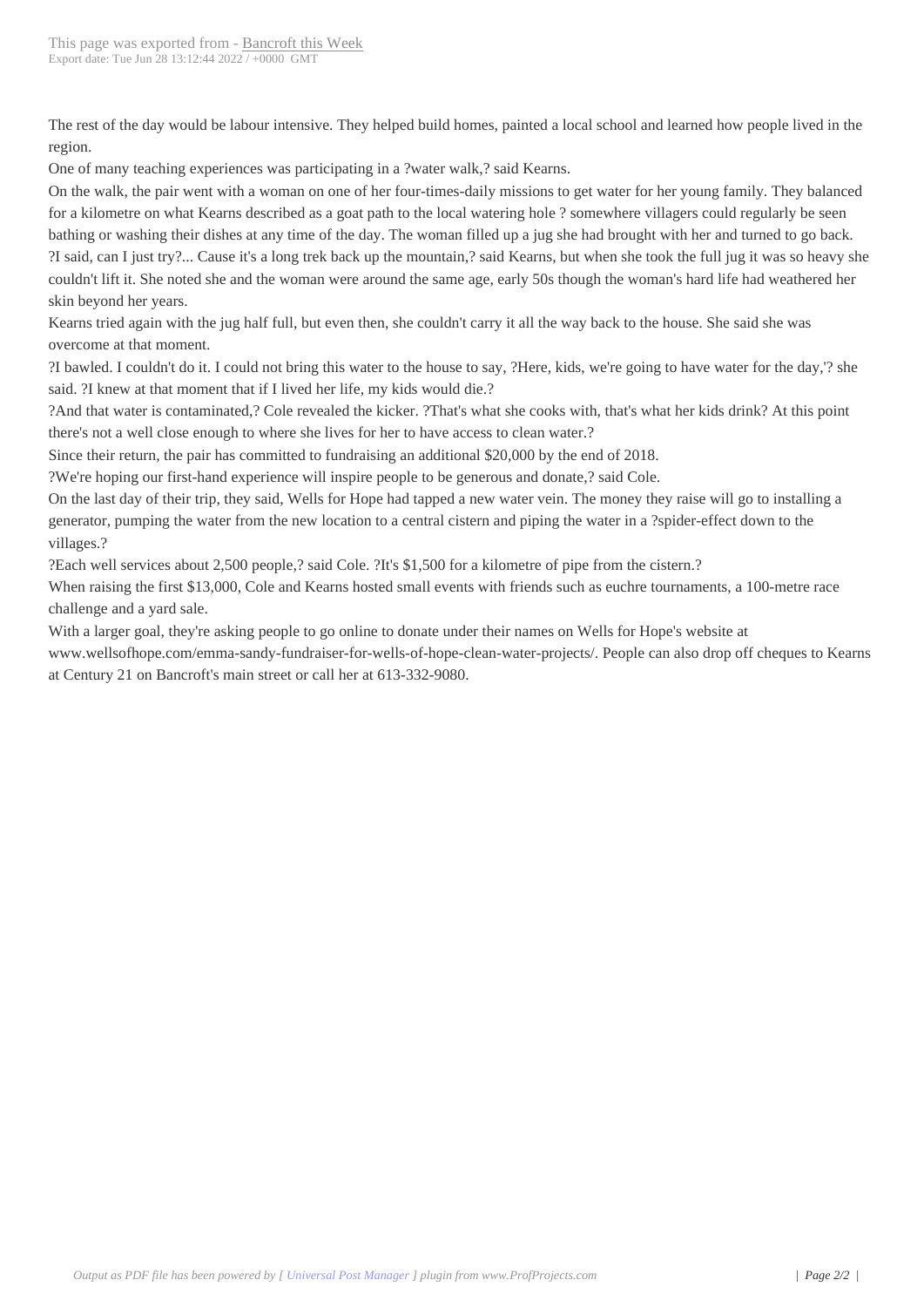The rest of the day would be labour intensive. They helped build homes, painted a local school and learned how people lived in the region.

One of many teaching experiences was participating in a ?water walk,? said Kearns.

On the walk, the pair went with a woman on one of her four-times-daily missions to get water for her young family. They balanced for a kilometre on what Kearns described as a goat path to the local watering hole ? somewhere villagers could regularly be seen bathing or washing their dishes at any time of the day. The woman filled up a jug she had brought with her and turned to go back.

?I said, can I just try?... Cause it's a long trek back up the mountain,? said Kearns, but when she took the full jug it was so heavy she couldn't lift it. She noted she and the woman were around the same age, early 50s though the woman's hard life had weathered her skin beyond her years.

Kearns tried again with the jug half full, but even then, she couldn't carry it all the way back to the house. She said she was overcome at that moment.

?I bawled. I couldn't do it. I could not bring this water to the house to say, ?Here, kids, we're going to have water for the day,'? she said. ?I knew at that moment that if I lived her life, my kids would die.?

?And that water is contaminated,? Cole revealed the kicker. ?That's what she cooks with, that's what her kids drink? At this point there's not a well close enough to where she lives for her to have access to clean water.?

Since their return, the pair has committed to fundraising an additional $20,000 by the end of 2018.

?We're hoping our first-hand experience will inspire people to be generous and donate,? said Cole.

On the last day of their trip, they said, Wells for Hope had tapped a new water vein. The money they raise will go to installing a generator, pumping the water from the new location to a central cistern and piping the water in a ?spider-effect down to the villages.?

?Each well services about 2,500 people,? said Cole. ?It's $1,500 for a kilometre of pipe from the cistern.?

When raising the first $13,000, Cole and Kearns hosted small events with friends such as euchre tournaments, a 100-metre race challenge and a yard sale.

With a larger goal, they're asking people to go online to donate under their names on Wells for Hope's website at www.wellsofhope.com/emma-sandy-fundraiser-for-wells-of-hope-clean-water-projects/. People can also drop off cheques to Kearns at Century 21 on Bancroft's main street or call her at 613-332-9080.